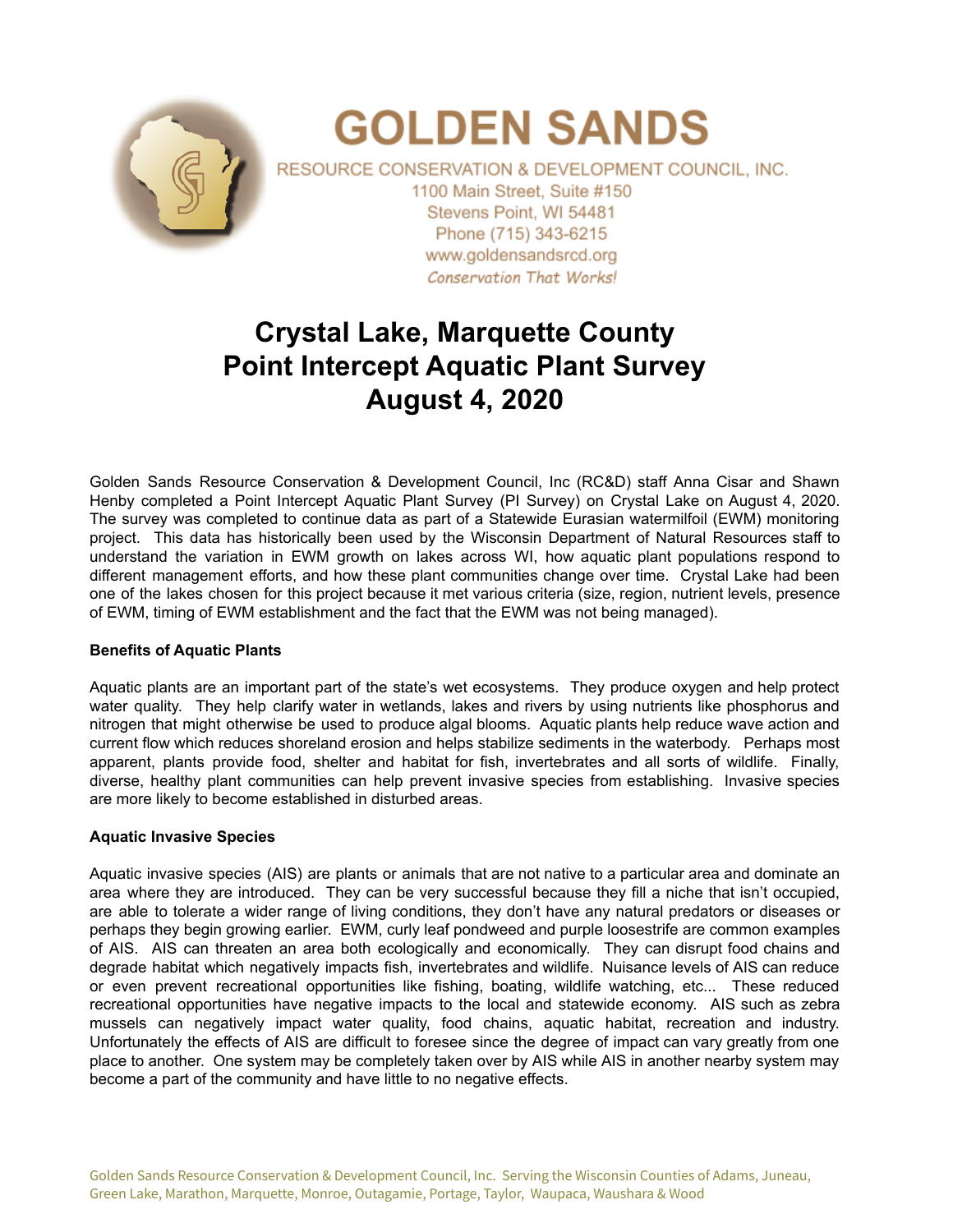# GOLDEN SANDS

RESOURCE CONSERVATION & DEVELOPMENT COUNCIL, INC.
1100 Main Street, Suite #150
Stevens Point, WI 54481
Phone (715) 343-6215
www.goldensandsrcd.org
*Conservation That Works!*

# Crystal Lake, Marquette County
# Point Intercept Aquatic Plant Survey
# August 4, 2020

Golden Sands Resource Conservation & Development Council, Inc (RC&D) staff Anna Cisar and Shawn Henby completed a Point Intercept Aquatic Plant Survey (PI Survey) on Crystal Lake on August 4, 2020. The survey was completed to continue data as part of a Statewide Eurasian watermilfoil (EWM) monitoring project. This data has historically been used by the Wisconsin Department of Natural Resources staff to understand the variation in EWM growth on lakes across WI, how aquatic plant populations respond to different management efforts, and how these plant communities change over time. Crystal Lake had been one of the lakes chosen for this project because it met various criteria (size, region, nutrient levels, presence of EWM, timing of EWM establishment and the fact that the EWM was not being managed).

**Benefits of Aquatic Plants**

Aquatic plants are an important part of the state's wet ecosystems. They produce oxygen and help protect water quality. They help clarify water in wetlands, lakes and rivers by using nutrients like phosphorus and nitrogen that might otherwise be used to produce algal blooms. Aquatic plants help reduce wave action and current flow which reduces shoreland erosion and helps stabilize sediments in the waterbody. Perhaps most apparent, plants provide food, shelter and habitat for fish, invertebrates and all sorts of wildlife. Finally, diverse, healthy plant communities can help prevent invasive species from establishing. Invasive species are more likely to become established in disturbed areas.

**Aquatic Invasive Species**

Aquatic invasive species (AIS) are plants or animals that are not native to a particular area and dominate an area where they are introduced. They can be very successful because they fill a niche that isn't occupied, are able to tolerate a wider range of living conditions, they don't have any natural predators or diseases or perhaps they begin growing earlier. EWM, curly leaf pondweed and purple loosestrife are common examples of AIS. AIS can threaten an area both ecologically and economically. They can disrupt food chains and degrade habitat which negatively impacts fish, invertebrates and wildlife. Nuisance levels of AIS can reduce or even prevent recreational opportunities like fishing, boating, wildlife watching, etc... These reduced recreational opportunities have negative impacts to the local and statewide economy. AIS such as zebra mussels can negatively impact water quality, food chains, aquatic habitat, recreation and industry. Unfortunately the effects of AIS are difficult to foresee since the degree of impact can vary greatly from one place to another. One system may be completely taken over by AIS while AIS in another nearby system may become a part of the community and have little to no negative effects.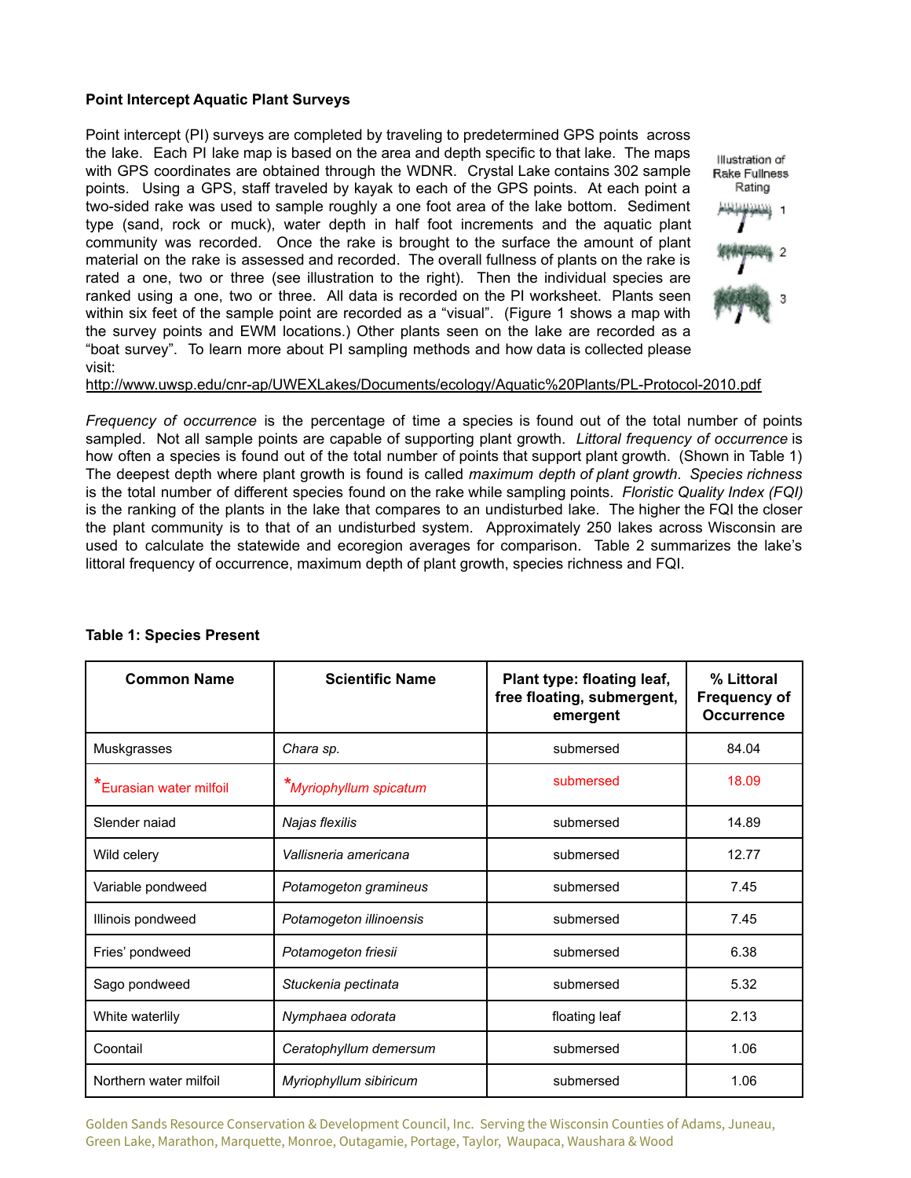**Point Intercept Aquatic Plant Surveys**

Point intercept (PI) surveys are completed by traveling to predetermined GPS points across the lake. Each PI lake map is based on the area and depth specific to that lake. The maps with GPS coordinates are obtained through the WDNR. Crystal Lake contains 302 sample points. Using a GPS, staff traveled by kayak to each of the GPS points. At each point a two-sided rake was used to sample roughly a one foot area of the lake bottom. Sediment type (sand, rock or muck), water depth in half foot increments and the aquatic plant community was recorded. Once the rake is brought to the surface the amount of plant material on the rake is assessed and recorded. The overall fullness of plants on the rake is rated a one, two or three (see illustration to the right). Then the individual species are ranked using a one, two or three. All data is recorded on the PI worksheet. Plants seen within six feet of the sample point are recorded as a "visual". (Figure 1 shows a map with the survey points and EWM locations.) Other plants seen on the lake are recorded as a "boat survey". To learn more about PI sampling methods and how data is collected please visit:
http://www.uwsp.edu/cnr-ap/UWEXLakes/Documents/ecology/Aquatic%20Plants/PL-Protocol-2010.pdf

Illustration of Rake Fullness Rating

1

2

3

*Frequency of occurrence* is the percentage of time a species is found out of the total number of points sampled. Not all sample points are capable of supporting plant growth. *Littoral frequency of occurrence* is how often a species is found out of the total number of points that support plant growth. (Shown in Table 1) The deepest depth where plant growth is found is called *maximum depth of plant growth*. *Species richness* is the total number of different species found on the rake while sampling points. *Floristic Quality Index (FQI)* is the ranking of the plants in the lake that compares to an undisturbed lake. The higher the FQI the closer the plant community is to that of an undisturbed system. Approximately 250 lakes across Wisconsin are used to calculate the statewide and ecoregion averages for comparison. Table 2 summarizes the lake's littoral frequency of occurrence, maximum depth of plant growth, species richness and FQI.

**Table 1: Species Present**

| Common Name | Scientific Name | Plant type: floating leaf, free floating, submergent, emergent | % Littoral Frequency of Occurrence |
|---|---|---|---|
| Muskgrasses | *Chara sp.* | submersed | 84.04 |
| *Eurasian water milfoil | **Myriophyllum spicatum* | submersed | 18.09 |
| Slender naiad | *Najas flexilis* | submersed | 14.89 |
| Wild celery | *Vallisneria americana* | submersed | 12.77 |
| Variable pondweed | *Potamogeton gramineus* | submersed | 7.45 |
| Illinois pondweed | *Potamogeton illinoensis* | submersed | 7.45 |
| Fries' pondweed | *Potamogeton friesii* | submersed | 6.38 |
| Sago pondweed | *Stuckenia pectinata* | submersed | 5.32 |
| White waterlily | *Nymphaea odorata* | floating leaf | 2.13 |
| Coontail | *Ceratophyllum demersum* | submersed | 1.06 |
| Northern water milfoil | *Myriophyllum sibiricum* | submersed | 1.06 |

Golden Sands Resource Conservation & Development Council, Inc. Serving the Wisconsin Counties of Adams, Juneau, Green Lake, Marathon, Marquette, Monroe, Outagamie, Portage, Taylor, Waupaca, Waushara & Wood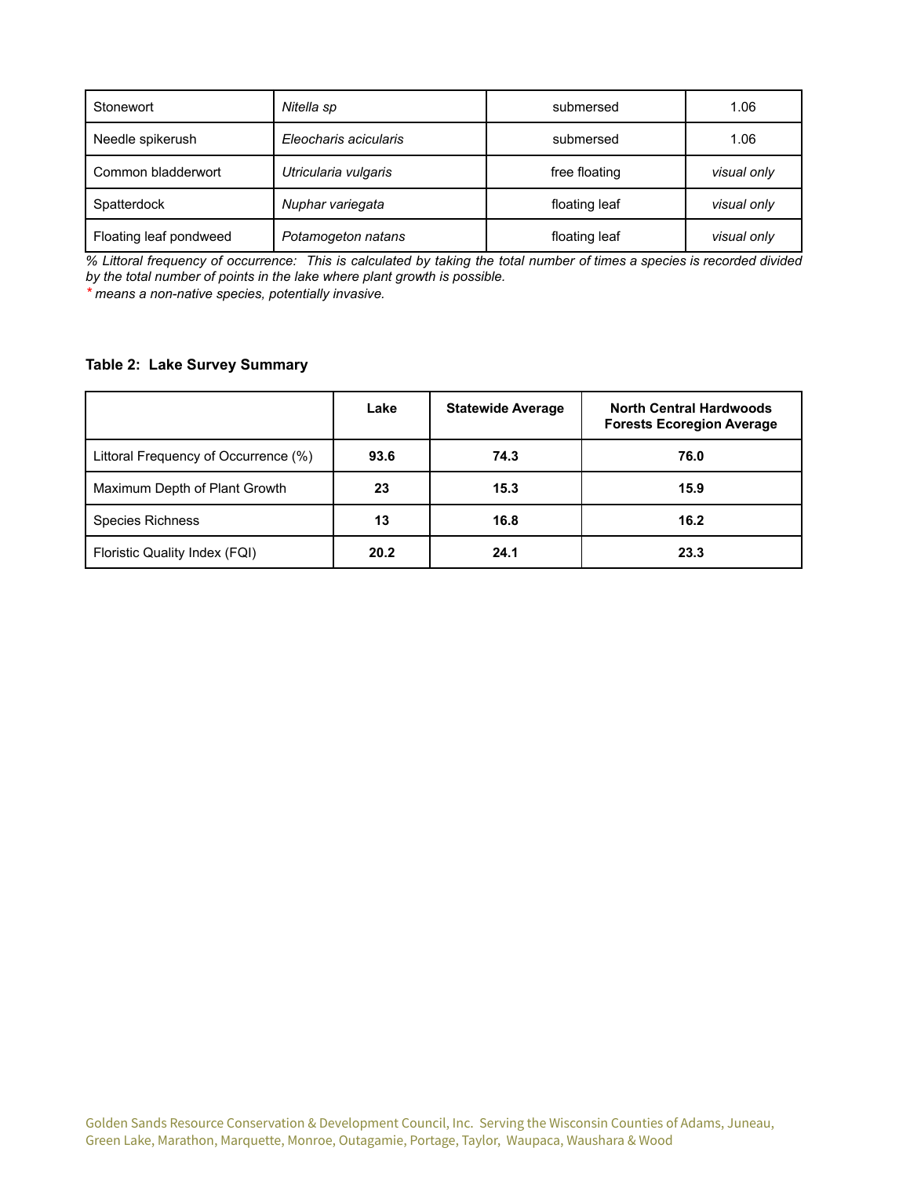| Stonewort | *Nitella sp* | submersed | 1.06 |
|---|---|---|---|
| Needle spikerush | *Eleocharis acicularis* | submersed | 1.06 |
| Common bladderwort | *Utricularia vulgaris* | free floating | *visual only* |
| Spatterdock | *Nuphar variegata* | floating leaf | *visual only* |
| Floating leaf pondweed | *Potamogeton natans* | floating leaf | *visual only* |

*% Littoral frequency of occurrence: This is calculated by taking the total number of times a species is recorded divided by the total number of points in the lake where plant growth is possible.*

*\* means a non-native species, potentially invasive.*

**Table 2: Lake Survey Summary**

| | Lake | Statewide Average | North Central Hardwoods Forests Ecoregion Average |
|---|---|---|---|
| Littoral Frequency of Occurrence (%) | **93.6** | **74.3** | **76.0** |
| Maximum Depth of Plant Growth | **23** | **15.3** | **15.9** |
| Species Richness | **13** | **16.8** | **16.2** |
| Floristic Quality Index (FQI) | **20.2** | **24.1** | **23.3** |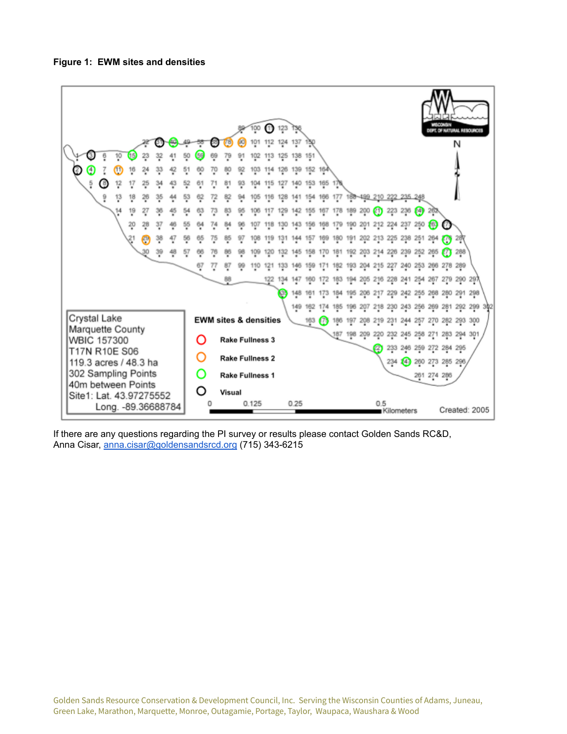**Figure 1: EWM sites and densities**

Crystal Lake
Marquette County
WBIC 157300
T17N R10E S06
119.3 acres / 48.3 ha
302 Sampling Points
40m between Points
Site1: Lat. 43.97275552
Long. -89.36688784

EWM sites & densities

Rake Fullness 3

Rake Fullness 2

Rake Fullness 1

Visual

0 0.125 0.25 0.5 Kilometers

Created: 2005

If there are any questions regarding the PI survey or results please contact Golden Sands RC&D, Anna Cisar, anna.cisar@goldensandsrcd.org (715) 343-6215

Golden Sands Resource Conservation & Development Council, Inc. Serving the Wisconsin Counties of Adams, Juneau, Green Lake, Marathon, Marquette, Monroe, Outagamie, Portage, Taylor, Waupaca, Waushara & Wood